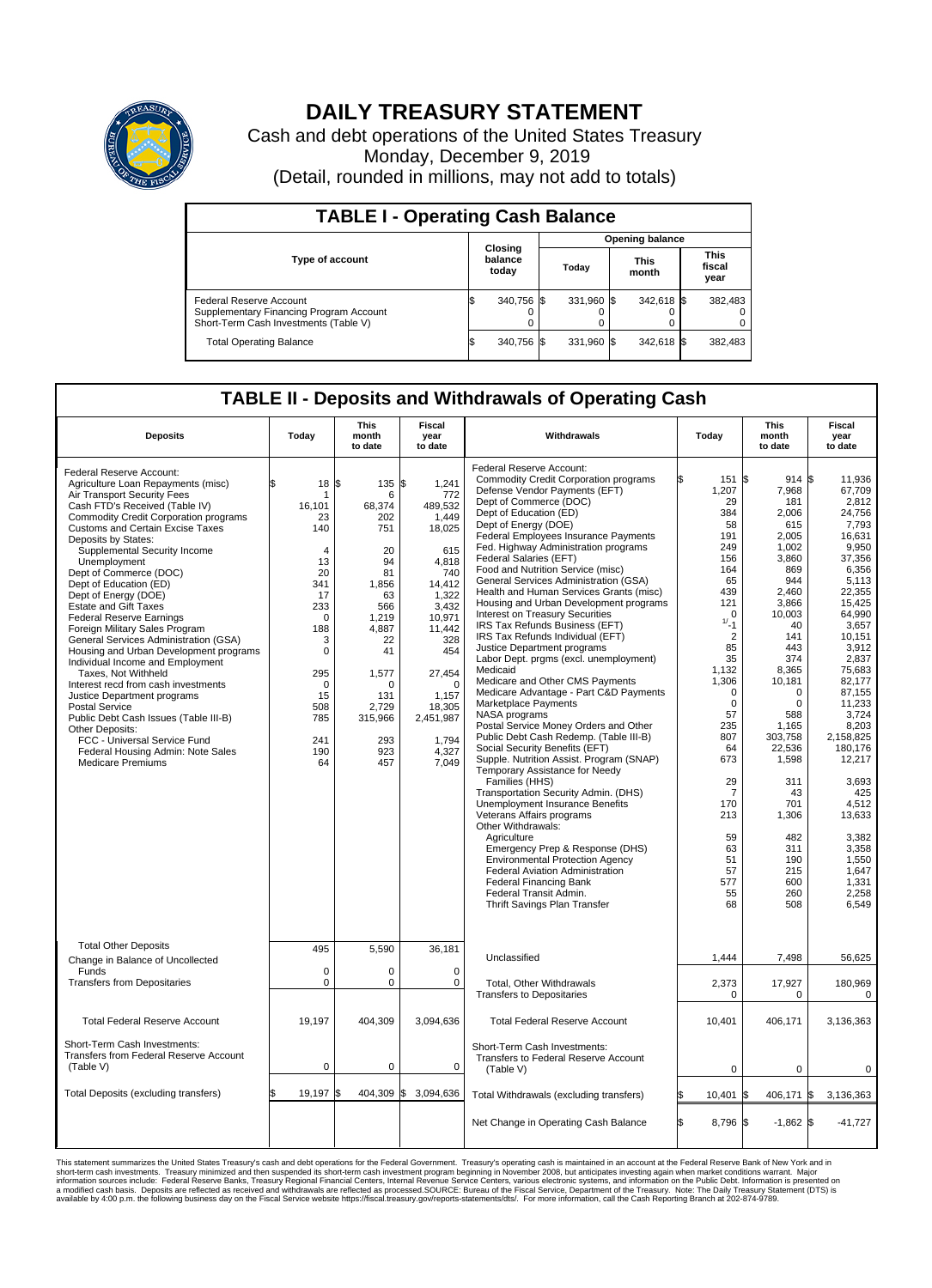# DAILY TREASURY STATEMENT

Cash and debt operations of the United States Treasury

Monday, December 9, 2019

(Detail, rounded in millions, may not add to totals)

## TABLE I - Operating Cash Balance

| Type of account | Closing balance today | Opening balance Today | Opening balance This month | Opening balance This fiscal year |
|---|---|---|---|---|
| Federal Reserve Account | $ 340,756 | $ 331,960 | $ 342,618 | $ 382,483 |
| Supplementary Financing Program Account | 0 | 0 | 0 | 0 |
| Short-Term Cash Investments (Table V) | 0 | 0 | 0 | 0 |
| Total Operating Balance | $ 340,756 | $ 331,960 | $ 342,618 | $ 382,483 |

## TABLE II - Deposits and Withdrawals of Operating Cash

| Deposits | Today | This month to date | Fiscal year to date |
|---|---|---|---|
| Federal Reserve Account: | | | |
| Agriculture Loan Repayments (misc) | $ 18 | $ 135 | $ 1,241 |
| Air Transport Security Fees | 1 | 6 | 772 |
| Cash FTD's Received (Table IV) | 16,101 | 68,374 | 489,532 |
| Commodity Credit Corporation programs | 23 | 202 | 1,449 |
| Customs and Certain Excise Taxes | 140 | 751 | 18,025 |
| Deposits by States: | | | |
| Supplemental Security Income | 4 | 20 | 615 |
| Unemployment | 13 | 94 | 4,818 |
| Dept of Commerce (DOC) | 20 | 81 | 740 |
| Dept of Education (ED) | 341 | 1,856 | 14,412 |
| Dept of Energy (DOE) | 17 | 63 | 1,322 |
| Estate and Gift Taxes | 233 | 566 | 3,432 |
| Federal Reserve Earnings | 0 | 1,219 | 10,971 |
| Foreign Military Sales Program | 188 | 4,887 | 11,442 |
| General Services Administration (GSA) | 3 | 22 | 328 |
| Housing and Urban Development programs | 0 | 41 | 454 |
| Individual Income and Employment Taxes, Not Withheld | 295 | 1,577 | 27,454 |
| Interest recd from cash investments | 0 | 0 | 0 |
| Justice Department programs | 15 | 131 | 1,157 |
| Postal Service | 508 | 2,729 | 18,305 |
| Public Debt Cash Issues (Table III-B) | 785 | 315,966 | 2,451,987 |
| Other Deposits: | | | |
| FCC - Universal Service Fund | 241 | 293 | 1,794 |
| Federal Housing Admin: Note Sales | 190 | 923 | 4,327 |
| Medicare Premiums | 64 | 457 | 7,049 |
| Total Other Deposits | 495 | 5,590 | 36,181 |
| Change in Balance of Uncollected Funds | 0 | 0 | 0 |
| Transfers from Depositaries | 0 | 0 | 0 |
| Total Federal Reserve Account | 19,197 | 404,309 | 3,094,636 |
| Short-Term Cash Investments: Transfers from Federal Reserve Account (Table V) | 0 | 0 | 0 |
| Total Deposits (excluding transfers) | $ 19,197 | $ 404,309 | $ 3,094,636 |

| Withdrawals | Today | This month to date | Fiscal year to date |
|---|---|---|---|
| Federal Reserve Account: | | | |
| Commodity Credit Corporation programs | $ 151 | $ 914 | $ 11,936 |
| Defense Vendor Payments (EFT) | 1,207 | 7,968 | 67,709 |
| Dept of Commerce (DOC) | 29 | 181 | 2,812 |
| Dept of Education (ED) | 384 | 2,006 | 24,756 |
| Dept of Energy (DOE) | 58 | 615 | 7,793 |
| Federal Employees Insurance Payments | 191 | 2,005 | 16,631 |
| Fed. Highway Administration programs | 249 | 1,002 | 9,950 |
| Federal Salaries (EFT) | 156 | 3,860 | 37,356 |
| Food and Nutrition Service (misc) | 164 | 869 | 6,356 |
| General Services Administration (GSA) | 65 | 944 | 5,113 |
| Health and Human Services Grants (misc) | 439 | 2,460 | 22,355 |
| Housing and Urban Development programs | 121 | 3,866 | 15,425 |
| Interest on Treasury Securities | 0 | 10,003 | 64,990 |
| IRS Tax Refunds Business (EFT) | [1/]-1 | 40 | 3,657 |
| IRS Tax Refunds Individual (EFT) | 2 | 141 | 10,151 |
| Justice Department programs | 85 | 443 | 3,912 |
| Labor Dept. prgms (excl. unemployment) | 35 | 374 | 2,837 |
| Medicaid | 1,132 | 8,365 | 75,683 |
| Medicare and Other CMS Payments | 1,306 | 10,181 | 82,177 |
| Medicare Advantage - Part C&D Payments | 0 | 0 | 87,155 |
| Marketplace Payments | 0 | 0 | 11,233 |
| NASA programs | 57 | 588 | 3,724 |
| Postal Service Money Orders and Other | 235 | 1,165 | 8,203 |
| Public Debt Cash Redemp. (Table III-B) | 807 | 303,758 | 2,158,825 |
| Social Security Benefits (EFT) | 64 | 22,536 | 180,176 |
| Supple. Nutrition Assist. Program (SNAP) | 673 | 1,598 | 12,217 |
| Temporary Assistance for Needy Families (HHS) | 29 | 311 | 3,693 |
| Transportation Security Admin. (DHS) | 7 | 43 | 425 |
| Unemployment Insurance Benefits | 170 | 701 | 4,512 |
| Veterans Affairs programs | 213 | 1,306 | 13,633 |
| Other Withdrawals: | | | |
| Agriculture | 59 | 482 | 3,382 |
| Emergency Prep & Response (DHS) | 63 | 311 | 3,358 |
| Environmental Protection Agency | 51 | 190 | 1,550 |
| Federal Aviation Administration | 57 | 215 | 1,647 |
| Federal Financing Bank | 577 | 600 | 1,331 |
| Federal Transit Admin. | 55 | 260 | 2,258 |
| Thrift Savings Plan Transfer | 68 | 508 | 6,549 |
| Unclassified | 1,444 | 7,498 | 56,625 |
| Total, Other Withdrawals | 2,373 | 17,927 | 180,969 |
| Transfers to Depositaries | 0 | 0 | 0 |
| Total Federal Reserve Account | 10,401 | 406,171 | 3,136,363 |
| Short-Term Cash Investments: Transfers to Federal Reserve Account (Table V) | 0 | 0 | 0 |
| Total Withdrawals (excluding transfers) | $ 10,401 | $ 406,171 | $ 3,136,363 |
| Net Change in Operating Cash Balance | $ 8,796 | $ -1,862 | $ -41,727 |

This statement summarizes the United States Treasury's cash and debt operations for the Federal Government. Treasury's operating cash is maintained in an account at the Federal Reserve Bank of New York and in short-term cash investments. Treasury minimized and then suspended its short-term cash investment program beginning in November 2008, but anticipates investing again when market conditions warrant. Major information sources include: Federal Reserve Banks, Treasury Regional Financial Centers, Internal Revenue Service Centers, various electronic systems, and information on the Public Debt. Information is presented on a modified cash basis. Deposits are reflected as received and withdrawals are reflected as processed.SOURCE: Bureau of the Fiscal Service, Department of the Treasury. Note: The Daily Treasury Statement (DTS) is available by 4:00 p.m. the following business day on the Fiscal Service website https://fiscal.treasury.gov/reports-statements/dts/. For more information, call the Cash Reporting Branch at 202-874-9789.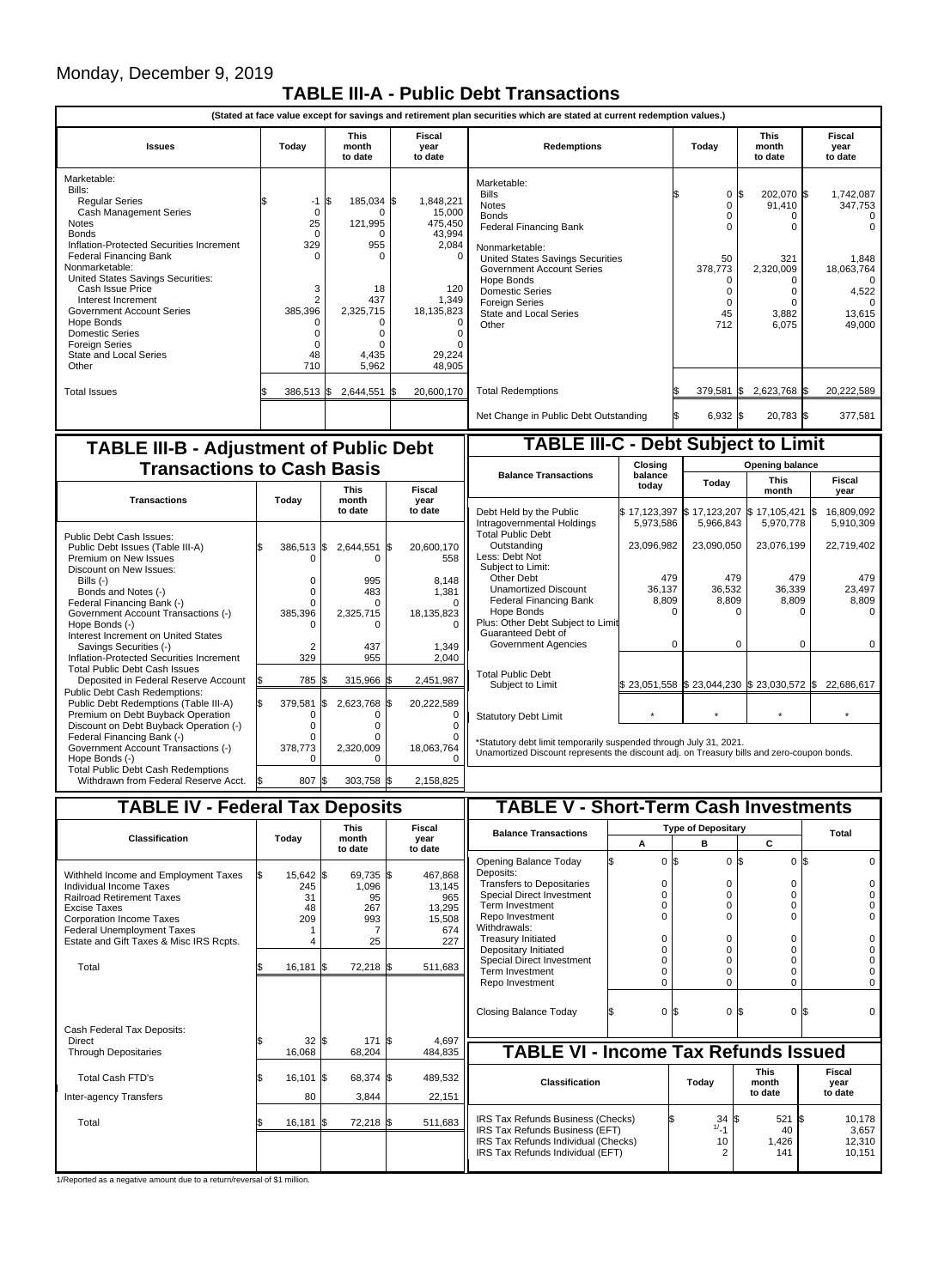Monday, December 9, 2019

# TABLE III-A - Public Debt Transactions

(Stated at face value except for savings and retirement plan securities which are stated at current redemption values.)

| Issues | Today | This month to date | Fiscal year to date |
|---|---|---|---|
| Marketable: | | | |
| Bills: | | | |
| Regular Series | $ -1 | $ 185,034 | $ 1,848,221 |
| Cash Management Series | 0 | 0 | 15,000 |
| Notes | 25 | 121,995 | 475,450 |
| Bonds | 0 | 0 | 43,994 |
| Inflation-Protected Securities Increment | 329 | 955 | 2,084 |
| Federal Financing Bank | 0 | 0 | 0 |
| Nonmarketable: | | | |
| United States Savings Securities: | | | |
| Cash Issue Price | 3 | 18 | 120 |
| Interest Increment | 2 | 437 | 1,349 |
| Government Account Series | 385,396 | 2,325,715 | 18,135,823 |
| Hope Bonds | 0 | 0 | 0 |
| Domestic Series | 0 | 0 | 0 |
| Foreign Series | 0 | 0 | 0 |
| State and Local Series | 48 | 4,435 | 29,224 |
| Other | 710 | 5,962 | 48,905 |
| Total Issues | $ 386,513 | $ 2,644,551 | $ 20,600,170 |

| Redemptions | Today | This month to date | Fiscal year to date |
|---|---|---|---|
| Marketable: | | | |
| Bills | $ 0 | $ 202,070 | $ 1,742,087 |
| Notes | 0 | 91,410 | 347,753 |
| Bonds | 0 | 0 | 0 |
| Federal Financing Bank | 0 | 0 | 0 |
| Nonmarketable: | | | |
| United States Savings Securities | 50 | 321 | 1,848 |
| Government Account Series | 378,773 | 2,320,009 | 18,063,764 |
| Hope Bonds | 0 | 0 | 0 |
| Domestic Series | 0 | 0 | 4,522 |
| Foreign Series | 0 | 0 | 0 |
| State and Local Series | 45 | 3,882 | 13,615 |
| Other | 712 | 6,075 | 49,000 |
| Total Redemptions | $ 379,581 | $ 2,623,768 | $ 20,222,589 |
| Net Change in Public Debt Outstanding | $ 6,932 | $ 20,783 | $ 377,581 |

# TABLE III-B - Adjustment of Public Debt Transactions to Cash Basis

| Transactions | Today | This month to date | Fiscal year to date |
|---|---|---|---|
| Public Debt Cash Issues: | | | |
| Public Debt Issues (Table III-A) | $ 386,513 | $ 2,644,551 | $ 20,600,170 |
| Premium on New Issues | 0 | 0 | 558 |
| Discount on New Issues: | | | |
| Bills (-) | 0 | 995 | 8,148 |
| Bonds and Notes (-) | 0 | 483 | 1,381 |
| Federal Financing Bank (-) | 0 | 0 | 0 |
| Government Account Transactions (-) | 385,396 | 2,325,715 | 18,135,823 |
| Hope Bonds (-) | 0 | 0 | 0 |
| Interest Increment on United States Savings Securities (-) | 2 | 437 | 1,349 |
| Inflation-Protected Securities Increment | 329 | 955 | 2,040 |
| Total Public Debt Cash Issues Deposited in Federal Reserve Account | $ 785 | $ 315,966 | $ 2,451,987 |
| Public Debt Cash Redemptions: | | | |
| Public Debt Redemptions (Table III-A) | $ 379,581 | $ 2,623,768 | $ 20,222,589 |
| Premium on Debt Buyback Operation | 0 | 0 | 0 |
| Discount on Debt Buyback Operation (-) | 0 | 0 | 0 |
| Federal Financing Bank (-) | 0 | 0 | 0 |
| Government Account Transactions (-) | 378,773 | 2,320,009 | 18,063,764 |
| Hope Bonds (-) | 0 | 0 | 0 |
| Total Public Debt Cash Redemptions Withdrawn from Federal Reserve Acct. | $ 807 | $ 303,758 | $ 2,158,825 |

# TABLE III-C - Debt Subject to Limit

| Balance Transactions | Closing balance today | Opening balance Today | Opening balance This month | Opening balance Fiscal year |
|---|---|---|---|---|
| Debt Held by the Public | $ 17,123,397 | $ 17,123,207 | $ 17,105,421 | $ 16,809,092 |
| Intragovernmental Holdings | 5,973,586 | 5,966,843 | 5,970,778 | 5,910,309 |
| Total Public Debt Outstanding | 23,096,982 | 23,090,050 | 23,076,199 | 22,719,402 |
| Less: Debt Not Subject to Limit: | | | | |
| Other Debt | 479 | 479 | 479 | 479 |
| Unamortized Discount | 36,137 | 36,532 | 36,339 | 23,497 |
| Federal Financing Bank | 8,809 | 8,809 | 8,809 | 8,809 |
| Hope Bonds | 0 | 0 | 0 | 0 |
| Plus: Other Debt Subject to Limit | | | | |
| Guaranteed Debt of Government Agencies | 0 | 0 | 0 | 0 |
| Total Public Debt Subject to Limit | $ 23,051,558 | $ 23,044,230 | $ 23,030,572 | $ 22,686,617 |
| Statutory Debt Limit | * | * | * | * |

*Statutory debt limit temporarily suspended through July 31, 2021.
Unamortized Discount represents the discount adj. on Treasury bills and zero-coupon bonds.

# TABLE IV - Federal Tax Deposits

| Classification | Today | This month to date | Fiscal year to date |
|---|---|---|---|
| Withheld Income and Employment Taxes | $ 15,642 | $ 69,735 | $ 467,868 |
| Individual Income Taxes | 245 | 1,096 | 13,145 |
| Railroad Retirement Taxes | 31 | 95 | 965 |
| Excise Taxes | 48 | 267 | 13,295 |
| Corporation Income Taxes | 209 | 993 | 15,508 |
| Federal Unemployment Taxes | 1 | 7 | 674 |
| Estate and Gift Taxes & Misc IRS Rcpts. | 4 | 25 | 227 |
| Total | $ 16,181 | $ 72,218 | $ 511,683 |
| Cash Federal Tax Deposits: | | | |
| Direct | $ 32 | $ 171 | $ 4,697 |
| Through Depositaries | 16,068 | 68,204 | 484,835 |
| Total Cash FTD's | $ 16,101 | $ 68,374 | $ 489,532 |
| Inter-agency Transfers | 80 | 3,844 | 22,151 |
| Total | $ 16,181 | $ 72,218 | $ 511,683 |

# TABLE V - Short-Term Cash Investments

| Balance Transactions | Type of Depositary A | Type of Depositary B | Type of Depositary C | Total |
|---|---|---|---|---|
| Opening Balance Today | $ 0 | $ 0 | $ 0 | $ 0 |
| Deposits: | | | | |
| Transfers to Depositaries | 0 | 0 | 0 | 0 |
| Special Direct Investment | 0 | 0 | 0 | 0 |
| Term Investment | 0 | 0 | 0 | 0 |
| Repo Investment | 0 | 0 | 0 | 0 |
| Withdrawals: | | | | |
| Treasury Initiated | 0 | 0 | 0 | 0 |
| Depositary Initiated | 0 | 0 | 0 | 0 |
| Special Direct Investment | 0 | 0 | 0 | 0 |
| Term Investment | 0 | 0 | 0 | 0 |
| Repo Investment | 0 | 0 | 0 | 0 |
| Closing Balance Today | $ 0 | $ 0 | $ 0 | $ 0 |

# TABLE VI - Income Tax Refunds Issued

| Classification | Today | This month to date | Fiscal year to date |
|---|---|---|---|
| IRS Tax Refunds Business (Checks) | $ 34 | $ 521 | $ 10,178 |
| IRS Tax Refunds Business (EFT) | 1/ -1 | 40 | 3,657 |
| IRS Tax Refunds Individual (Checks) | 10 | 1,426 | 12,310 |
| IRS Tax Refunds Individual (EFT) | 2 | 141 | 10,151 |

1/Reported as a negative amount due to a return/reversal of $1 million.